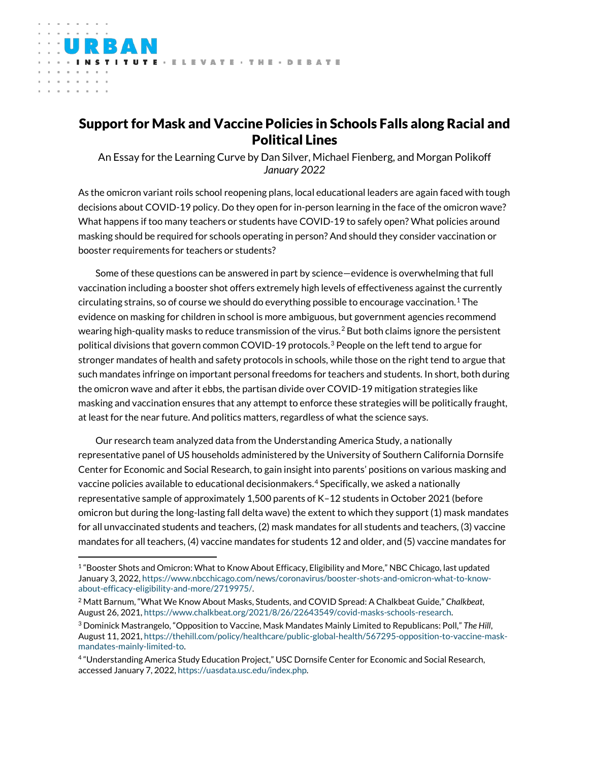# Support for Mask and Vaccine Policies in Schools Falls along Racial and Political Lines

An Essay for the Learning Curve by Dan Silver, Michael Fienberg, and Morgan Polikoff
*January 2022*

As the omicron variant roils school reopening plans, local educational leaders are again faced with tough decisions about COVID-19 policy. Do they open for in-person learning in the face of the omicron wave? What happens if too many teachers or students have COVID-19 to safely open? What policies around masking should be required for schools operating in person? And should they consider vaccination or booster requirements for teachers or students?

Some of these questions can be answered in part by science—evidence is overwhelming that full vaccination including a booster shot offers extremely high levels of effectiveness against the currently circulating strains, so of course we should do everything possible to encourage vaccination.[1] The evidence on masking for children in school is more ambiguous, but government agencies recommend wearing high-quality masks to reduce transmission of the virus.[2] But both claims ignore the persistent political divisions that govern common COVID-19 protocols.[3] People on the left tend to argue for stronger mandates of health and safety protocols in schools, while those on the right tend to argue that such mandates infringe on important personal freedoms for teachers and students. In short, both during the omicron wave and after it ebbs, the partisan divide over COVID-19 mitigation strategies like masking and vaccination ensures that any attempt to enforce these strategies will be politically fraught, at least for the near future. And politics matters, regardless of what the science says.

Our research team analyzed data from the Understanding America Study, a nationally representative panel of US households administered by the University of Southern California Dornsife Center for Economic and Social Research, to gain insight into parents' positions on various masking and vaccine policies available to educational decisionmakers.[4] Specifically, we asked a nationally representative sample of approximately 1,500 parents of K–12 students in October 2021 (before omicron but during the long-lasting fall delta wave) the extent to which they support (1) mask mandates for all unvaccinated students and teachers, (2) mask mandates for all students and teachers, (3) vaccine mandates for all teachers, (4) vaccine mandates for students 12 and older, and (5) vaccine mandates for

---

[1] "Booster Shots and Omicron: What to Know About Efficacy, Eligibility and More," NBC Chicago, last updated January 3, 2022, https://www.nbcchicago.com/news/coronavirus/booster-shots-and-omicron-what-to-know-about-efficacy-eligibility-and-more/2719975/.

[2] Matt Barnum, "What We Know About Masks, Students, and COVID Spread: A Chalkbeat Guide," *Chalkbeat*, August 26, 2021, https://www.chalkbeat.org/2021/8/26/22643549/covid-masks-schools-research.

[3] Dominick Mastrangelo, "Opposition to Vaccine, Mask Mandates Mainly Limited to Republicans: Poll," *The Hill*, August 11, 2021, https://thehill.com/policy/healthcare/public-global-health/567295-opposition-to-vaccine-mask-mandates-mainly-limited-to.

[4] "Understanding America Study Education Project," USC Dornsife Center for Economic and Social Research, accessed January 7, 2022, https://uasdata.usc.edu/index.php.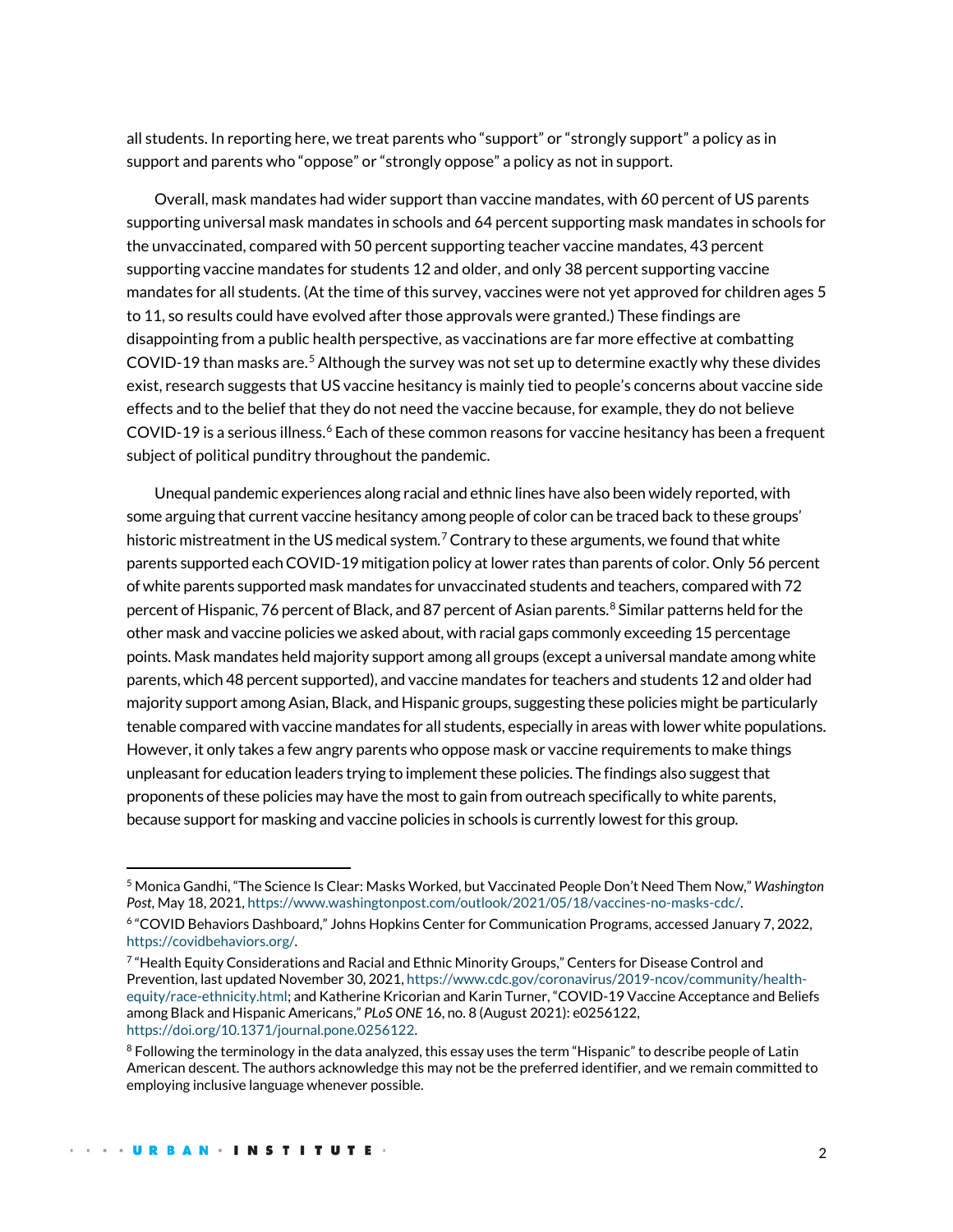all students. In reporting here, we treat parents who "support" or "strongly support" a policy as in support and parents who "oppose" or "strongly oppose" a policy as not in support.

Overall, mask mandates had wider support than vaccine mandates, with 60 percent of US parents supporting universal mask mandates in schools and 64 percent supporting mask mandates in schools for the unvaccinated, compared with 50 percent supporting teacher vaccine mandates, 43 percent supporting vaccine mandates for students 12 and older, and only 38 percent supporting vaccine mandates for all students. (At the time of this survey, vaccines were not yet approved for children ages 5 to 11, so results could have evolved after those approvals were granted.) These findings are disappointing from a public health perspective, as vaccinations are far more effective at combatting COVID-19 than masks are.[5] Although the survey was not set up to determine exactly why these divides exist, research suggests that US vaccine hesitancy is mainly tied to people's concerns about vaccine side effects and to the belief that they do not need the vaccine because, for example, they do not believe COVID-19 is a serious illness.[6] Each of these common reasons for vaccine hesitancy has been a frequent subject of political punditry throughout the pandemic.

Unequal pandemic experiences along racial and ethnic lines have also been widely reported, with some arguing that current vaccine hesitancy among people of color can be traced back to these groups' historic mistreatment in the US medical system.[7] Contrary to these arguments, we found that white parents supported each COVID-19 mitigation policy at lower rates than parents of color. Only 56 percent of white parents supported mask mandates for unvaccinated students and teachers, compared with 72 percent of Hispanic, 76 percent of Black, and 87 percent of Asian parents.[8] Similar patterns held for the other mask and vaccine policies we asked about, with racial gaps commonly exceeding 15 percentage points. Mask mandates held majority support among all groups (except a universal mandate among white parents, which 48 percent supported), and vaccine mandates for teachers and students 12 and older had majority support among Asian, Black, and Hispanic groups, suggesting these policies might be particularly tenable compared with vaccine mandates for all students, especially in areas with lower white populations. However, it only takes a few angry parents who oppose mask or vaccine requirements to make things unpleasant for education leaders trying to implement these policies. The findings also suggest that proponents of these policies may have the most to gain from outreach specifically to white parents, because support for masking and vaccine policies in schools is currently lowest for this group.

---

[5] Monica Gandhi, "The Science Is Clear: Masks Worked, but Vaccinated People Don't Need Them Now," *Washington Post*, May 18, 2021, https://www.washingtonpost.com/outlook/2021/05/18/vaccines-no-masks-cdc/.

[6] "COVID Behaviors Dashboard," Johns Hopkins Center for Communication Programs, accessed January 7, 2022, https://covidbehaviors.org/.

[7] "Health Equity Considerations and Racial and Ethnic Minority Groups," Centers for Disease Control and Prevention, last updated November 30, 2021, https://www.cdc.gov/coronavirus/2019-ncov/community/health-equity/race-ethnicity.html; and Katherine Kricorian and Karin Turner, "COVID-19 Vaccine Acceptance and Beliefs among Black and Hispanic Americans," *PLoS ONE* 16, no. 8 (August 2021): e0256122, https://doi.org/10.1371/journal.pone.0256122.

[8] Following the terminology in the data analyzed, this essay uses the term "Hispanic" to describe people of Latin American descent. The authors acknowledge this may not be the preferred identifier, and we remain committed to employing inclusive language whenever possible.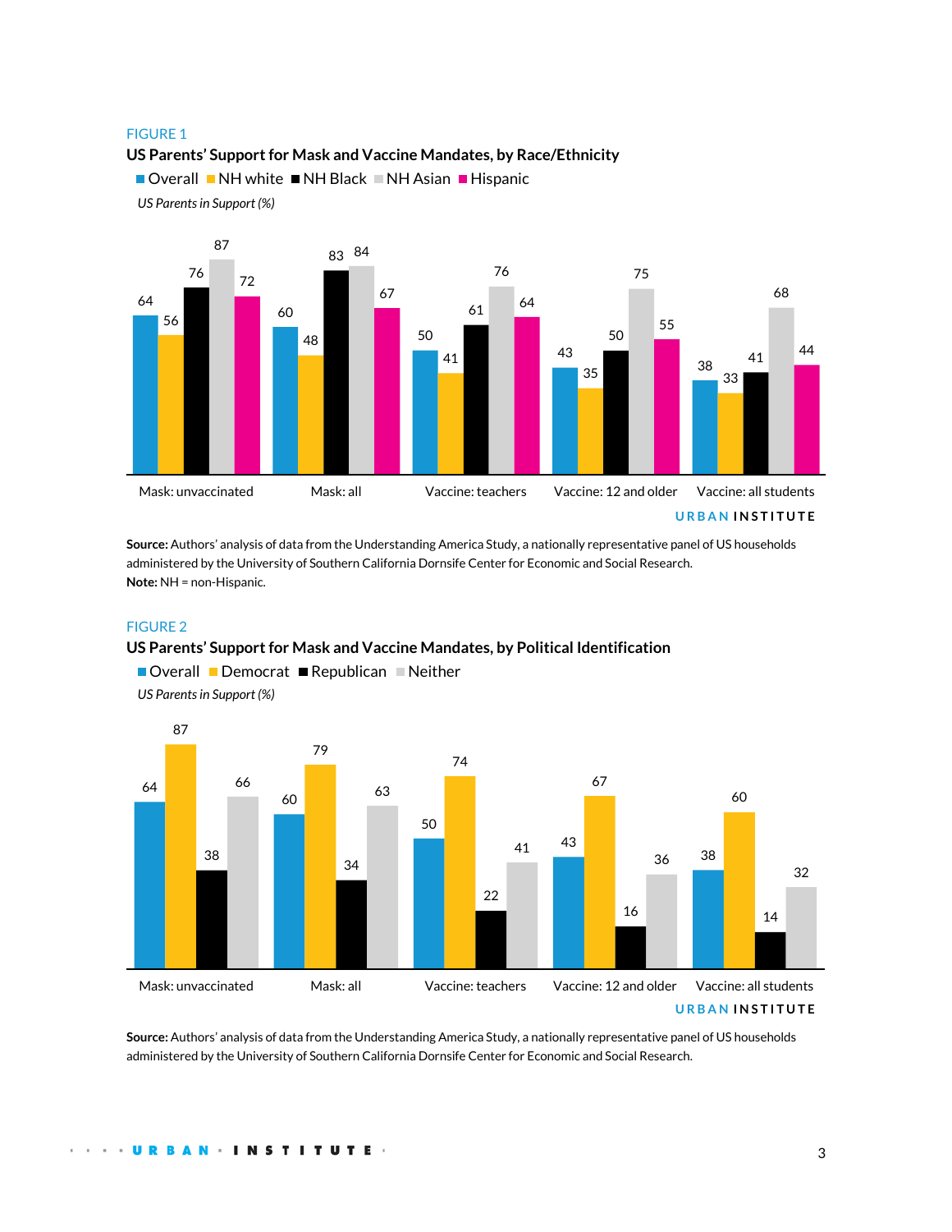FIGURE 1

**US Parents' Support for Mask and Vaccine Mandates, by Race/Ethnicity**

*US Parents in Support (%)*

| | Overall | NH white | NH Black | NH Asian | Hispanic |
|---|---|---|---|---|---|
| Mask: unvaccinated | 64 | 56 | 76 | 87 | 72 |
| Mask: all | 60 | 48 | 83 | 84 | 67 |
| Vaccine: teachers | 50 | 41 | 61 | 76 | 64 |
| Vaccine: 12 and older | 43 | 35 | 50 | 75 | 55 |
| Vaccine: all students | 38 | 33 | 41 | 68 | 44 |

URBAN INSTITUTE

**Source:** Authors' analysis of data from the Understanding America Study, a nationally representative panel of US households administered by the University of Southern California Dornsife Center for Economic and Social Research.
**Note:** NH = non-Hispanic.

FIGURE 2

**US Parents' Support for Mask and Vaccine Mandates, by Political Identification**

*US Parents in Support (%)*

| | Overall | Democrat | Republican | Neither |
|---|---|---|---|---|
| Mask: unvaccinated | 64 | 87 | 38 | 66 |
| Mask: all | 60 | 79 | 34 | 63 |
| Vaccine: teachers | 50 | 74 | 22 | 41 |
| Vaccine: 12 and older | 43 | 67 | 16 | 36 |
| Vaccine: all students | 38 | 60 | 14 | 32 |

URBAN INSTITUTE

**Source:** Authors' analysis of data from the Understanding America Study, a nationally representative panel of US households administered by the University of Southern California Dornsife Center for Economic and Social Research.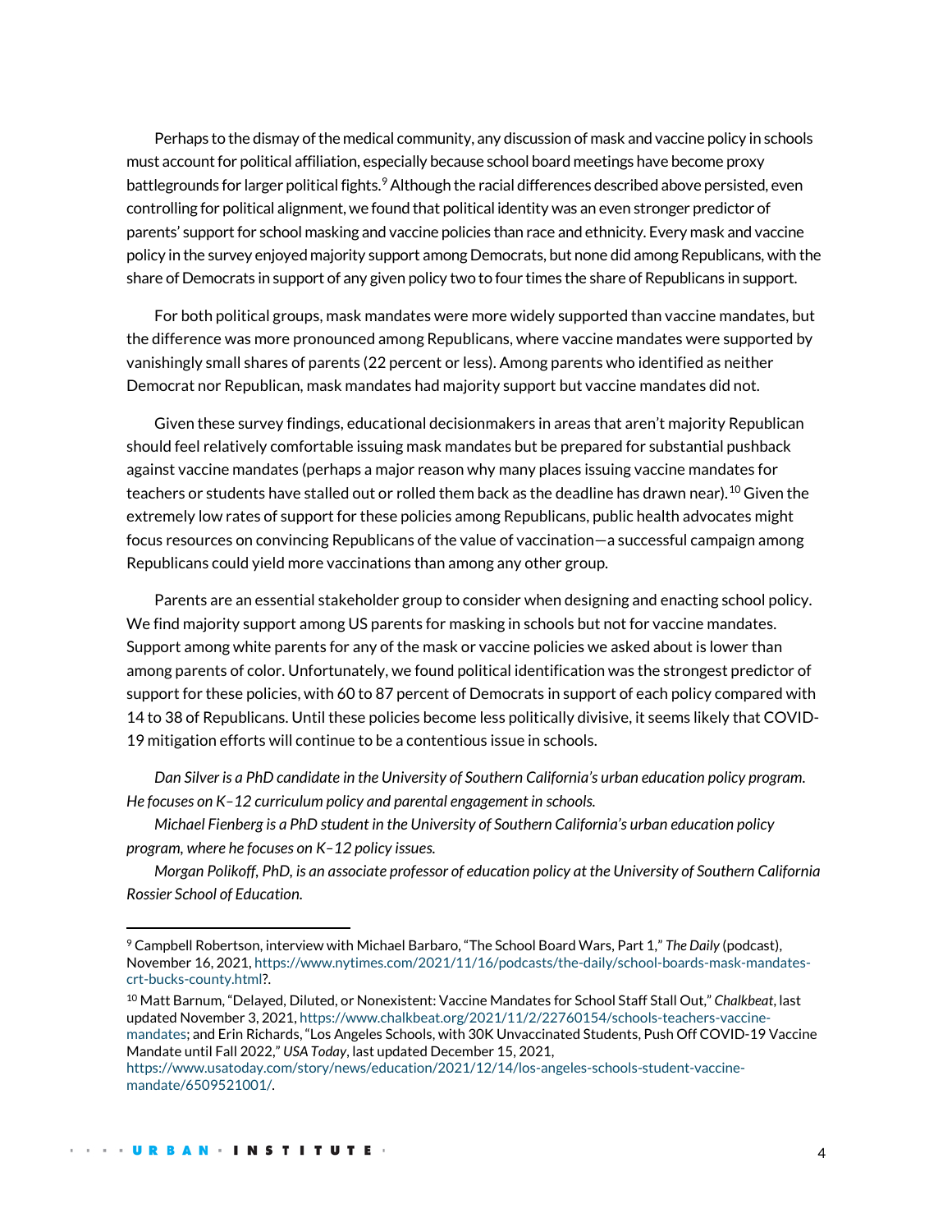Perhaps to the dismay of the medical community, any discussion of mask and vaccine policy in schools must account for political affiliation, especially because school board meetings have become proxy battlegrounds for larger political fights.[9] Although the racial differences described above persisted, even controlling for political alignment, we found that political identity was an even stronger predictor of parents' support for school masking and vaccine policies than race and ethnicity. Every mask and vaccine policy in the survey enjoyed majority support among Democrats, but none did among Republicans, with the share of Democrats in support of any given policy two to four times the share of Republicans in support.

For both political groups, mask mandates were more widely supported than vaccine mandates, but the difference was more pronounced among Republicans, where vaccine mandates were supported by vanishingly small shares of parents (22 percent or less). Among parents who identified as neither Democrat nor Republican, mask mandates had majority support but vaccine mandates did not.

Given these survey findings, educational decisionmakers in areas that aren't majority Republican should feel relatively comfortable issuing mask mandates but be prepared for substantial pushback against vaccine mandates (perhaps a major reason why many places issuing vaccine mandates for teachers or students have stalled out or rolled them back as the deadline has drawn near).[10] Given the extremely low rates of support for these policies among Republicans, public health advocates might focus resources on convincing Republicans of the value of vaccination—a successful campaign among Republicans could yield more vaccinations than among any other group.

Parents are an essential stakeholder group to consider when designing and enacting school policy. We find majority support among US parents for masking in schools but not for vaccine mandates. Support among white parents for any of the mask or vaccine policies we asked about is lower than among parents of color. Unfortunately, we found political identification was the strongest predictor of support for these policies, with 60 to 87 percent of Democrats in support of each policy compared with 14 to 38 of Republicans. Until these policies become less politically divisive, it seems likely that COVID-19 mitigation efforts will continue to be a contentious issue in schools.

*Dan Silver is a PhD candidate in the University of Southern California's urban education policy program. He focuses on K–12 curriculum policy and parental engagement in schools.*

*Michael Fienberg is a PhD student in the University of Southern California's urban education policy program, where he focuses on K–12 policy issues.*

*Morgan Polikoff, PhD, is an associate professor of education policy at the University of Southern California Rossier School of Education.*

---

[9] Campbell Robertson, interview with Michael Barbaro, "The School Board Wars, Part 1," *The Daily* (podcast), November 16, 2021, https://www.nytimes.com/2021/11/16/podcasts/the-daily/school-boards-mask-mandates-crt-bucks-county.html?.

[10] Matt Barnum, "Delayed, Diluted, or Nonexistent: Vaccine Mandates for School Staff Stall Out," *Chalkbeat*, last updated November 3, 2021, https://www.chalkbeat.org/2021/11/2/22760154/schools-teachers-vaccine-mandates; and Erin Richards, "Los Angeles Schools, with 30K Unvaccinated Students, Push Off COVID-19 Vaccine Mandate until Fall 2022," *USA Today*, last updated December 15, 2021, https://www.usatoday.com/story/news/education/2021/12/14/los-angeles-schools-student-vaccine-mandate/6509521001/.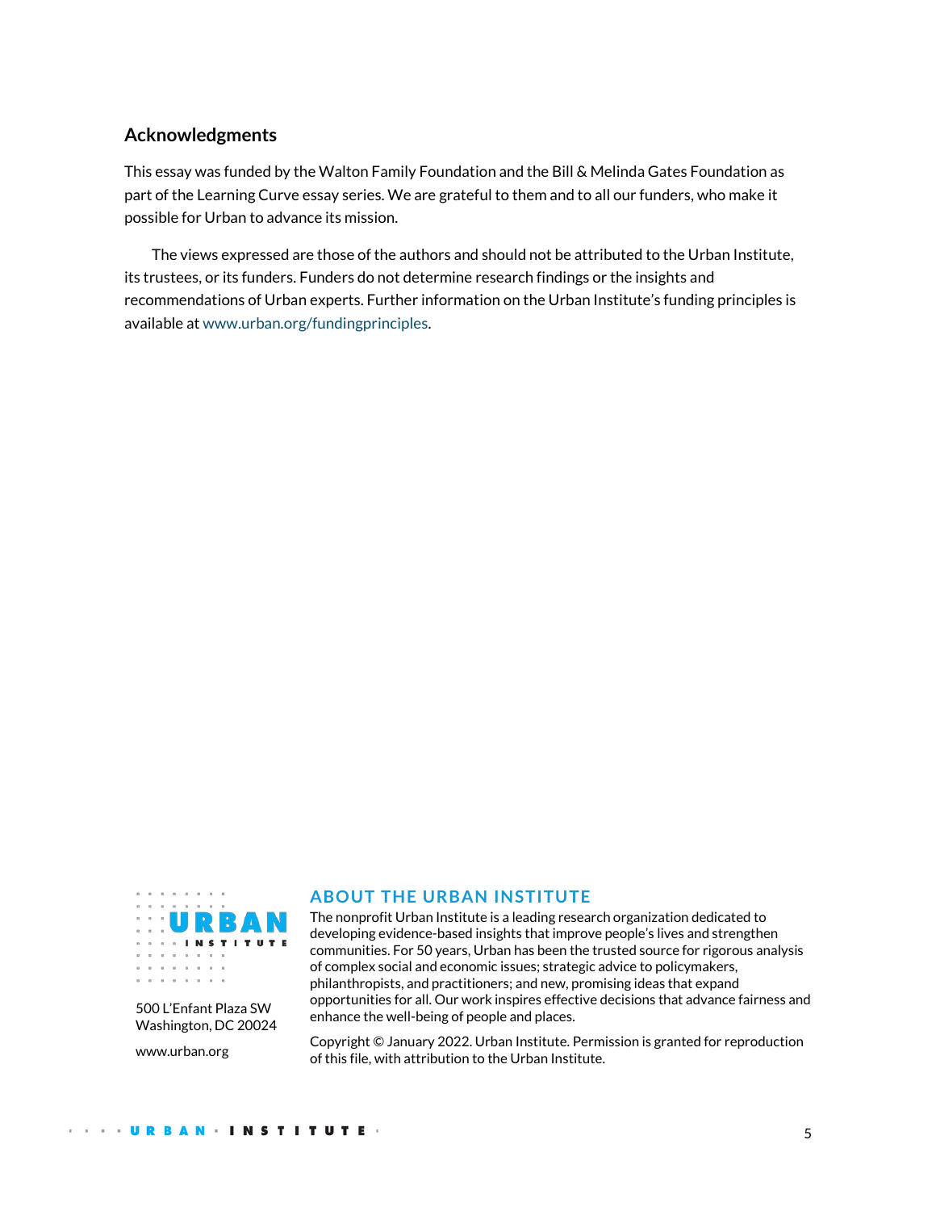## Acknowledgments

This essay was funded by the Walton Family Foundation and the Bill & Melinda Gates Foundation as part of the Learning Curve essay series. We are grateful to them and to all our funders, who make it possible for Urban to advance its mission.

The views expressed are those of the authors and should not be attributed to the Urban Institute, its trustees, or its funders. Funders do not determine research findings or the insights and recommendations of Urban experts. Further information on the Urban Institute's funding principles is available at www.urban.org/fundingprinciples.

URBAN INSTITUTE

500 L'Enfant Plaza SW
Washington, DC 20024

www.urban.org

### ABOUT THE URBAN INSTITUTE

The nonprofit Urban Institute is a leading research organization dedicated to developing evidence-based insights that improve people's lives and strengthen communities. For 50 years, Urban has been the trusted source for rigorous analysis of complex social and economic issues; strategic advice to policymakers, philanthropists, and practitioners; and new, promising ideas that expand opportunities for all. Our work inspires effective decisions that advance fairness and enhance the well-being of people and places.

Copyright © January 2022. Urban Institute. Permission is granted for reproduction of this file, with attribution to the Urban Institute.